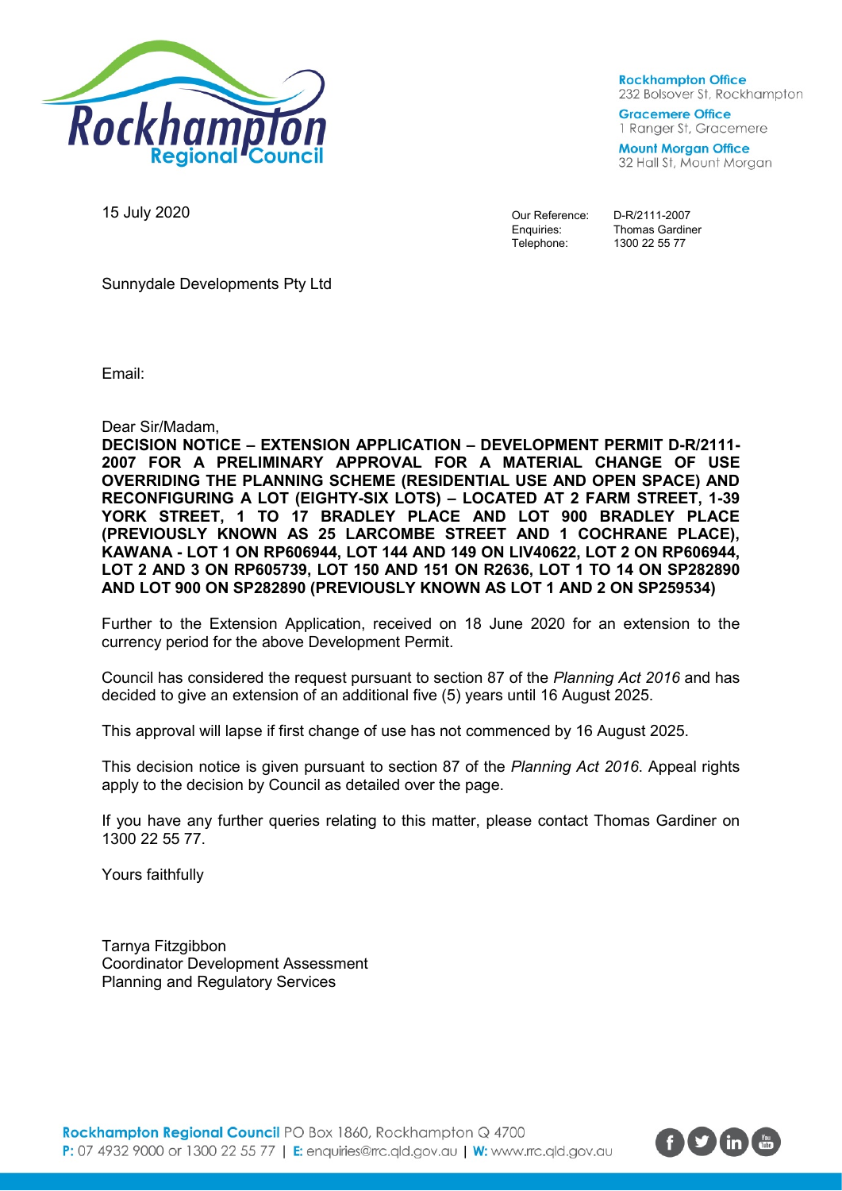**Rockhampton Office**
232 Bolsover St, Rockhampton

**Gracemere Office**
1 Ranger St, Gracemere

**Mount Morgan Office**
32 Hall St, Mount Morgan

15 July 2020

Our Reference: D-R/2111-2007
Enquiries: Thomas Gardiner
Telephone: 1300 22 55 77

Sunnydale Developments Pty Ltd

Email:

Dear Sir/Madam,

**DECISION NOTICE – EXTENSION APPLICATION – DEVELOPMENT PERMIT D-R/2111-2007 FOR A PRELIMINARY APPROVAL FOR A MATERIAL CHANGE OF USE OVERRIDING THE PLANNING SCHEME (RESIDENTIAL USE AND OPEN SPACE) AND RECONFIGURING A LOT (EIGHTY-SIX LOTS) – LOCATED AT 2 FARM STREET, 1-39 YORK STREET, 1 TO 17 BRADLEY PLACE AND LOT 900 BRADLEY PLACE (PREVIOUSLY KNOWN AS 25 LARCOMBE STREET AND 1 COCHRANE PLACE), KAWANA - LOT 1 ON RP606944, LOT 144 AND 149 ON LIV40622, LOT 2 ON RP606944, LOT 2 AND 3 ON RP605739, LOT 150 AND 151 ON R2636, LOT 1 TO 14 ON SP282890 AND LOT 900 ON SP282890 (PREVIOUSLY KNOWN AS LOT 1 AND 2 ON SP259534)**

Further to the Extension Application, received on 18 June 2020 for an extension to the currency period for the above Development Permit.

Council has considered the request pursuant to section 87 of the *Planning Act 2016* and has decided to give an extension of an additional five (5) years until 16 August 2025.

This approval will lapse if first change of use has not commenced by 16 August 2025.

This decision notice is given pursuant to section 87 of the *Planning Act 2016*. Appeal rights apply to the decision by Council as detailed over the page.

If you have any further queries relating to this matter, please contact Thomas Gardiner on 1300 22 55 77.

Yours faithfully

Tarnya Fitzgibbon
Coordinator Development Assessment
Planning and Regulatory Services

**Rockhampton Regional Council** PO Box 1860, Rockhampton Q 4700
**P:** 07 4932 9000 or 1300 22 55 77 | **E:** enquiries@rrc.qld.gov.au | **W:** www.rrc.qld.gov.au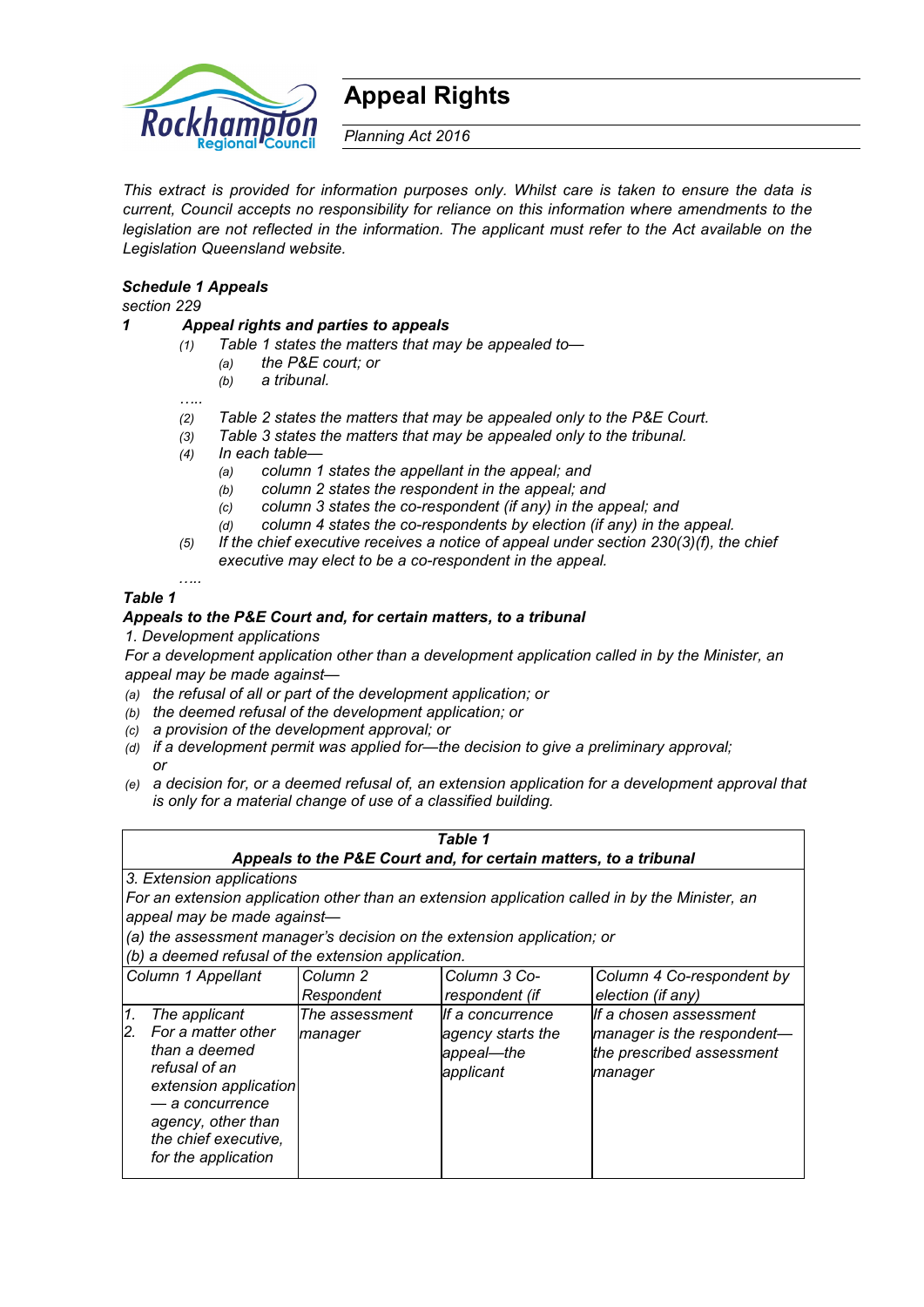# Appeal Rights

*Planning Act 2016*

*This extract is provided for information purposes only. Whilst care is taken to ensure the data is current, Council accepts no responsibility for reliance on this information where amendments to the legislation are not reflected in the information. The applicant must refer to the Act available on the Legislation Queensland website.*

***Schedule 1 Appeals***

*section 229*

***1 Appeal rights and parties to appeals***

*(1) Table 1 states the matters that may be appealed to—*

*(a) the P&E court; or*

*(b) a tribunal.*

*…..*

*(2) Table 2 states the matters that may be appealed only to the P&E Court.*

*(3) Table 3 states the matters that may be appealed only to the tribunal.*

*(4) In each table—*

*(a) column 1 states the appellant in the appeal; and*

*(b) column 2 states the respondent in the appeal; and*

*(c) column 3 states the co-respondent (if any) in the appeal; and*

*(d) column 4 states the co-respondents by election (if any) in the appeal.*

*(5) If the chief executive receives a notice of appeal under section 230(3)(f), the chief executive may elect to be a co-respondent in the appeal.*

*…..*

***Table 1***

***Appeals to the P&E Court and, for certain matters, to a tribunal***

*1. Development applications*

*For a development application other than a development application called in by the Minister, an appeal may be made against—*

*(a) the refusal of all or part of the development application; or*

*(b) the deemed refusal of the development application; or*

*(c) a provision of the development approval; or*

*(d) if a development permit was applied for—the decision to give a preliminary approval; or*

*(e) a decision for, or a deemed refusal of, an extension application for a development approval that is only for a material change of use of a classified building.*

| | | | |
|---|---|---|---|
| ***Table 1*** ***Appeals to the P&E Court and, for certain matters, to a tribunal*** | | | |
| *3. Extension applications* *For an extension application other than an extension application called in by the Minister, an appeal may be made against—* *(a) the assessment manager's decision on the extension application; or* *(b) a deemed refusal of the extension application.* | | | |
| *Column 1 Appellant* | *Column 2 Respondent* | *Column 3 Co-respondent (if* | *Column 4 Co-respondent by election (if any)* |
| *1. The applicant* *2. For a matter other than a deemed refusal of an extension application — a concurrence agency, other than the chief executive, for the application* | *The assessment manager* | *If a concurrence agency starts the appeal—the applicant* | *If a chosen assessment manager is the respondent—the prescribed assessment manager* |